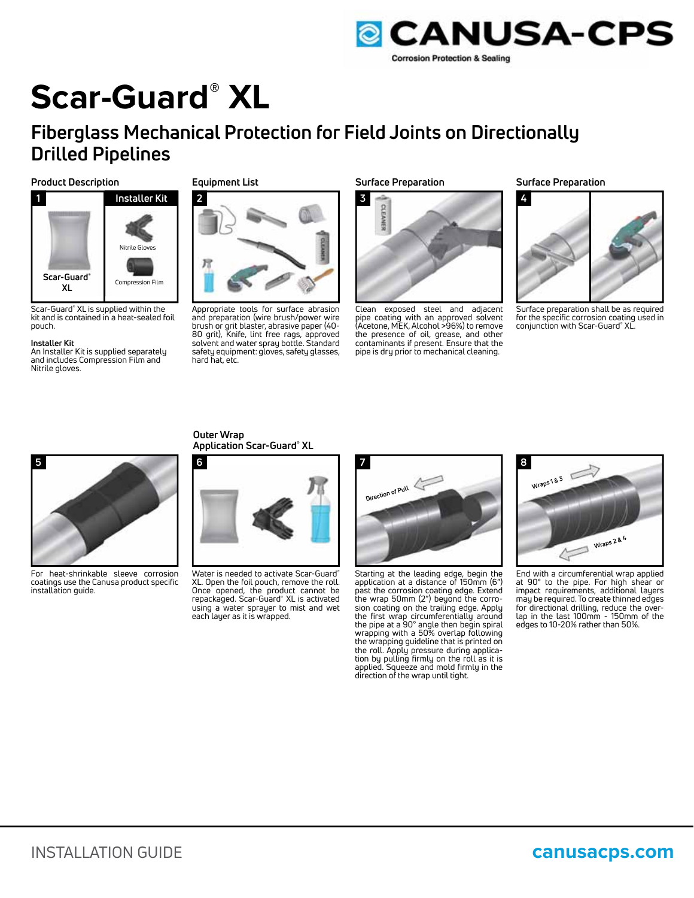# Scar-Guard® XL

## Fiberglass Mechanical Protection for Field Joints on Directionally Drilled Pipelines

### Product Description

**1**

Scar-Guard® XL is supplied within the kit and is contained in a heat-sealed foil pouch.

**Installer Kit**
An Installer Kit is supplied separately and includes Compression Film and Nitrile gloves.

### Equipment List

**2**

Appropriate tools for surface abrasion and preparation (wire brush/power wire brush or grit blaster, abrasive paper (40-80 grit), Knife, lint free rags, approved solvent and water spray bottle. Standard safety equipment: gloves, safety glasses, hard hat, etc.

### Surface Preparation

**3**

Clean exposed steel and adjacent pipe coating with an approved solvent (Acetone, MEK, Alcohol >96%) to remove the presence of oil, grease, and other contaminants if present. Ensure that the pipe is dry prior to mechanical cleaning.

### Surface Preparation

**4**

Surface preparation shall be as required for the specific corrosion coating used in conjunction with Scar-Guard® XL.

**5**

For heat-shrinkable sleeve corrosion coatings use the Canusa product specific installation guide.

### Outer Wrap Application Scar-Guard® XL

**6**

Water is needed to activate Scar-Guard® XL. Open the foil pouch, remove the roll. Once opened, the product cannot be repackaged. Scar-Guard® XL is activated using a water sprayer to mist and wet each layer as it is wrapped.

**7**

Starting at the leading edge, begin the application at a distance of 150mm (6") past the corrosion coating edge. Extend the wrap 50mm (2") beyond the corrosion coating on the trailing edge. Apply the first wrap circumferentially around the pipe at a 90° angle then begin spiral wrapping with a 50% overlap following the wrapping guideline that is printed on the roll. Apply pressure during application by pulling firmly on the roll as it is applied. Squeeze and mold firmly in the direction of the wrap until tight.

**8**

End with a circumferential wrap applied at 90° to the pipe. For high shear or impact requirements, additional layers may be required. To create thinned edges for directional drilling, reduce the overlap in the last 100mm - 150mm of the edges to 10-20% rather than 50%.

INSTALLATION GUIDE

canusacps.com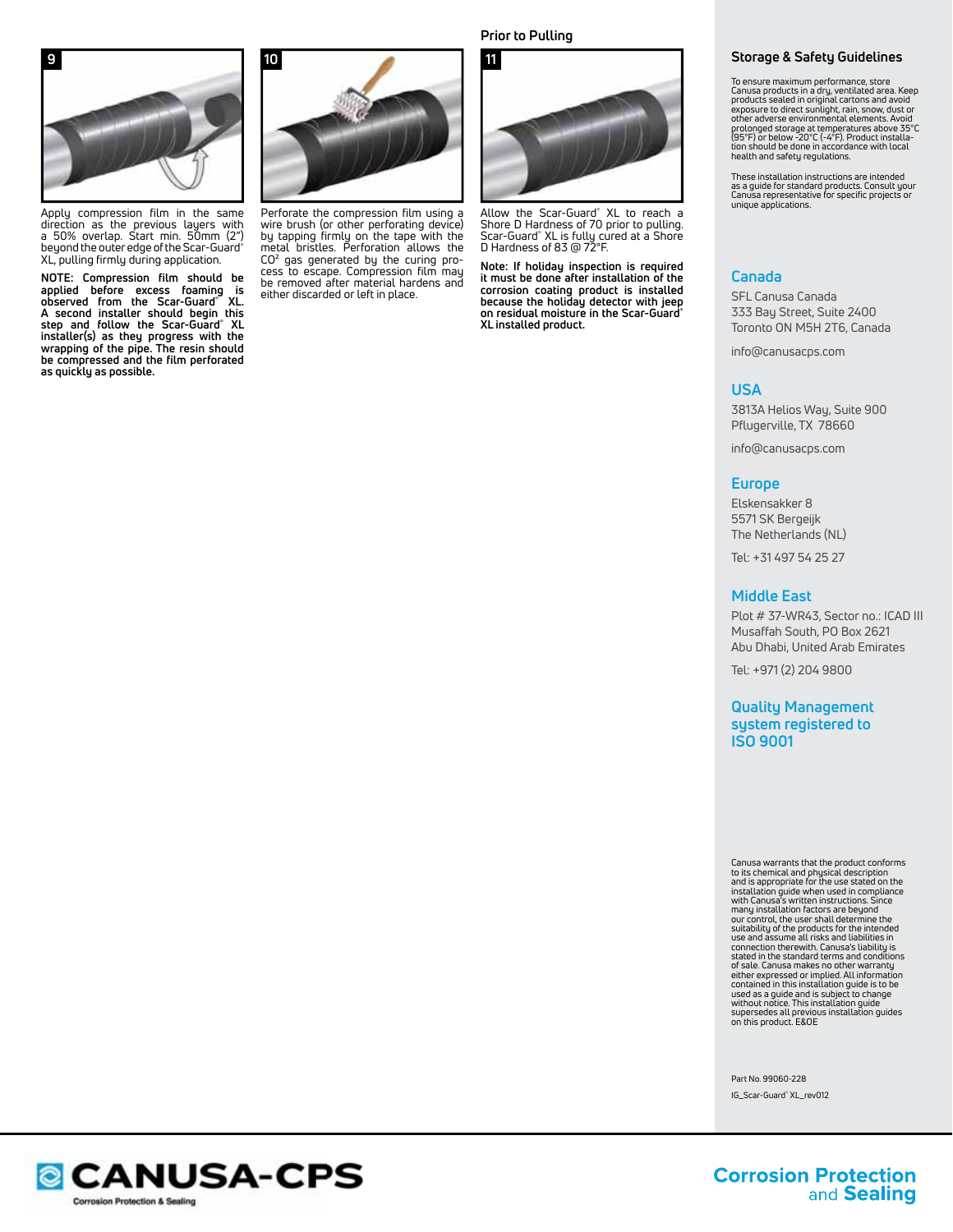**9**

Apply compression film in the same direction as the previous layers with a 50% overlap. Start min. 50mm (2") beyond the outer edge of the Scar-Guard® XL, pulling firmly during application.

**NOTE: Compression film should be applied before excess foaming is observed from the Scar-Guard® XL. A second installer should begin this step and follow the Scar-Guard® XL installer(s) as they progress with the wrapping of the pipe. The resin should be compressed and the film perforated as quickly as possible.**

**10**

Perforate the compression film using a wire brush (or other perforating device) by tapping firmly on the tape with the metal bristles. Perforation allows the $CO^2$ gas generated by the curing process to escape. Compression film may be removed after material hardens and either discarded or left in place.

### Prior to Pulling

**11**

Allow the Scar-Guard® XL to reach a Shore D Hardness of 70 prior to pulling. Scar-Guard® XL is fully cured at a Shore D Hardness of 83 @ 72°F.

**Note: If holiday inspection is required it must be done after installation of the corrosion coating product is installed because the holiday detector with jeep on residual moisture in the Scar-Guard® XL installed product.**

## Storage & Safety Guidelines

To ensure maximum performance, store Canusa products in a dry, ventilated area. Keep products sealed in original cartons and avoid exposure to direct sunlight, rain, snow, dust or other adverse environmental elements. Avoid prolonged storage at temperatures above 35°C (95°F) or below -20°C (-4°F). Product installation should be done in accordance with local health and safety regulations.

These installation instructions are intended as a guide for standard products. Consult your Canusa representative for specific projects or unique applications.

## Canada

SFL Canusa Canada
333 Bay Street, Suite 2400
Toronto ON M5H 2T6, Canada

info@canusacps.com

## USA

3813A Helios Way, Suite 900
Pflugerville, TX 78660

info@canusacps.com

## Europe

Elskensakker 8
5571 SK Bergeijk
The Netherlands (NL)

Tel: +31 497 54 25 27

## Middle East

Plot # 37-WR43, Sector no.: ICAD III
Musaffah South, PO Box 2621
Abu Dhabi, United Arab Emirates

Tel: +971 (2) 204 9800

## Quality Management system registered to ISO 9001

Canusa warrants that the product conforms to its chemical and physical description and is appropriate for the use stated on the installation guide when used in compliance with Canusa's written instructions. Since many installation factors are beyond our control, the user shall determine the suitability of the products for the intended use and assume all risks and liabilities in connection therewith. Canusa's liability is stated in the standard terms and conditions of sale. Canusa makes no other warranty either expressed or implied. All information contained in this installation guide is to be used as a guide and is subject to change without notice. This installation guide supersedes all previous installation guides on this product. E&OE

Part No. 99060-228
IG_Scar-Guard® XL_rev012

CANUSA-CPS
Corrosion Protection & Sealing

Corrosion Protection and Sealing